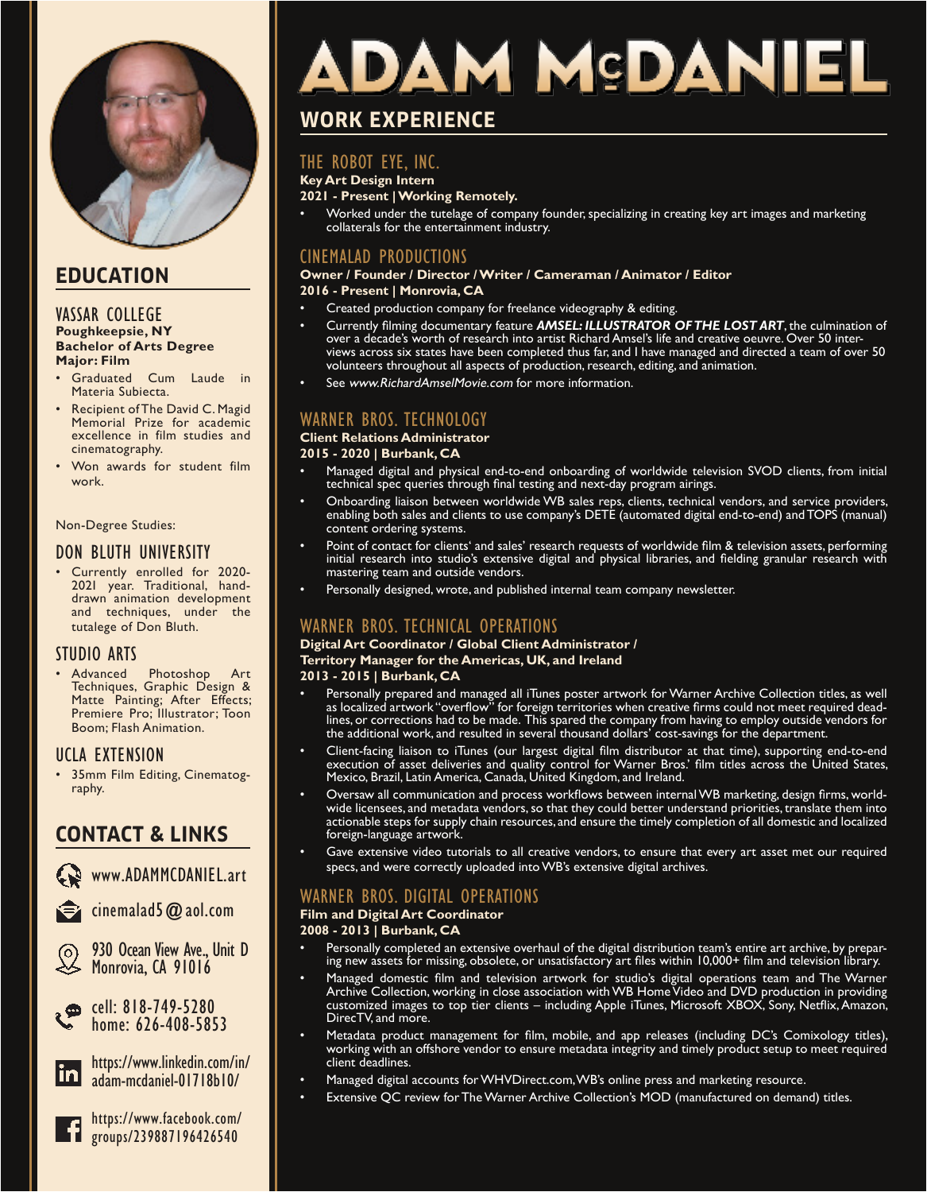# ADAM McDANIEL

## EDUCATION

### VASSAR COLLEGE

**Poughkeepsie, NY**
**Bachelor of Arts Degree**
**Major: Film**

- Graduated Cum Laude in Materia Subiecta.
- Recipient of The David C. Magid Memorial Prize for academic excellence in film studies and cinematography.
- Won awards for student film work.

Non-Degree Studies:

### DON BLUTH UNIVERSITY

- Currently enrolled for 2020-2021 year. Traditional, hand-drawn animation development and techniques, under the tutelage of Don Bluth.

### STUDIO ARTS

- Advanced Photoshop Art Techniques, Graphic Design & Matte Painting; After Effects; Premiere Pro; Illustrator; Toon Boom; Flash Animation.

### UCLA EXTENSION

- 35mm Film Editing, Cinematography.

## CONTACT & LINKS

www.ADAMMCDANIEL.art

cinemalad5@aol.com

930 Ocean View Ave., Unit D
Monrovia, CA 91016

cell: 818-749-5280
home: 626-408-5853

https://www.linkedin.com/in/adam-mcdaniel-01718b10/

https://www.facebook.com/groups/239887196426540

## WORK EXPERIENCE

### THE ROBOT EYE, INC.

**Key Art Design Intern**
**2021 - Present | Working Remotely.**

- Worked under the tutelage of company founder, specializing in creating key art images and marketing collaterals for the entertainment industry.

### CINEMALAD PRODUCTIONS

**Owner / Founder / Director / Writer / Cameraman / Animator / Editor**
**2016 - Present | Monrovia, CA**

- Created production company for freelance videography & editing.
- Currently filming documentary feature ***AMSEL: ILLUSTRATOR OF THE LOST ART***, the culmination of over a decade's worth of research into artist Richard Amsel's life and creative oeuvre. Over 50 interviews across six states have been completed thus far, and I have managed and directed a team of over 50 volunteers throughout all aspects of production, research, editing, and animation.
- See *www.RichardAmselMovie.com* for more information.

### WARNER BROS. TECHNOLOGY

**Client Relations Administrator**
**2015 - 2020 | Burbank, CA**

- Managed digital and physical end-to-end onboarding of worldwide television SVOD clients, from initial technical spec queries through final testing and next-day program airings.
- Onboarding liaison between worldwide WB sales reps, clients, technical vendors, and service providers, enabling both sales and clients to use company's DETE (automated digital end-to-end) and TOPS (manual) content ordering systems.
- Point of contact for clients' and sales' research requests of worldwide film & television assets, performing initial research into studio's extensive digital and physical libraries, and fielding granular research with mastering team and outside vendors.
- Personally designed, wrote, and published internal team company newsletter.

### WARNER BROS. TECHNICAL OPERATIONS

**Digital Art Coordinator / Global Client Administrator / Territory Manager for the Americas, UK, and Ireland**
**2013 - 2015 | Burbank, CA**

- Personally prepared and managed all iTunes poster artwork for Warner Archive Collection titles, as well as localized artwork "overflow" for foreign territories when creative firms could not meet required deadlines, or corrections had to be made. This spared the company from having to employ outside vendors for the additional work, and resulted in several thousand dollars' cost-savings for the department.
- Client-facing liaison to iTunes (our largest digital film distributor at that time), supporting end-to-end execution of asset deliveries and quality control for Warner Bros.' film titles across the United States, Mexico, Brazil, Latin America, Canada, United Kingdom, and Ireland.
- Oversaw all communication and process workflows between internal WB marketing, design firms, worldwide licensees, and metadata vendors, so that they could better understand priorities, translate them into actionable steps for supply chain resources, and ensure the timely completion of all domestic and localized foreign-language artwork.
- Gave extensive video tutorials to all creative vendors, to ensure that every art asset met our required specs, and were correctly uploaded into WB's extensive digital archives.

### WARNER BROS. DIGITAL OPERATIONS

**Film and Digital Art Coordinator**
**2008 - 2013 | Burbank, CA**

- Personally completed an extensive overhaul of the digital distribution team's entire art archive, by preparing new assets for missing, obsolete, or unsatisfactory art files within 10,000+ film and television library.
- Managed domestic film and television artwork for studio's digital operations team and The Warner Archive Collection, working in close association with WB Home Video and DVD production in providing customized images to top tier clients – including Apple iTunes, Microsoft XBOX, Sony, Netflix, Amazon, DirecTV, and more.
- Metadata product management for film, mobile, and app releases (including DC's Comixology titles), working with an offshore vendor to ensure metadata integrity and timely product setup to meet required client deadlines.
- Managed digital accounts for WHVDirect.com, WB's online press and marketing resource.
- Extensive QC review for The Warner Archive Collection's MOD (manufactured on demand) titles.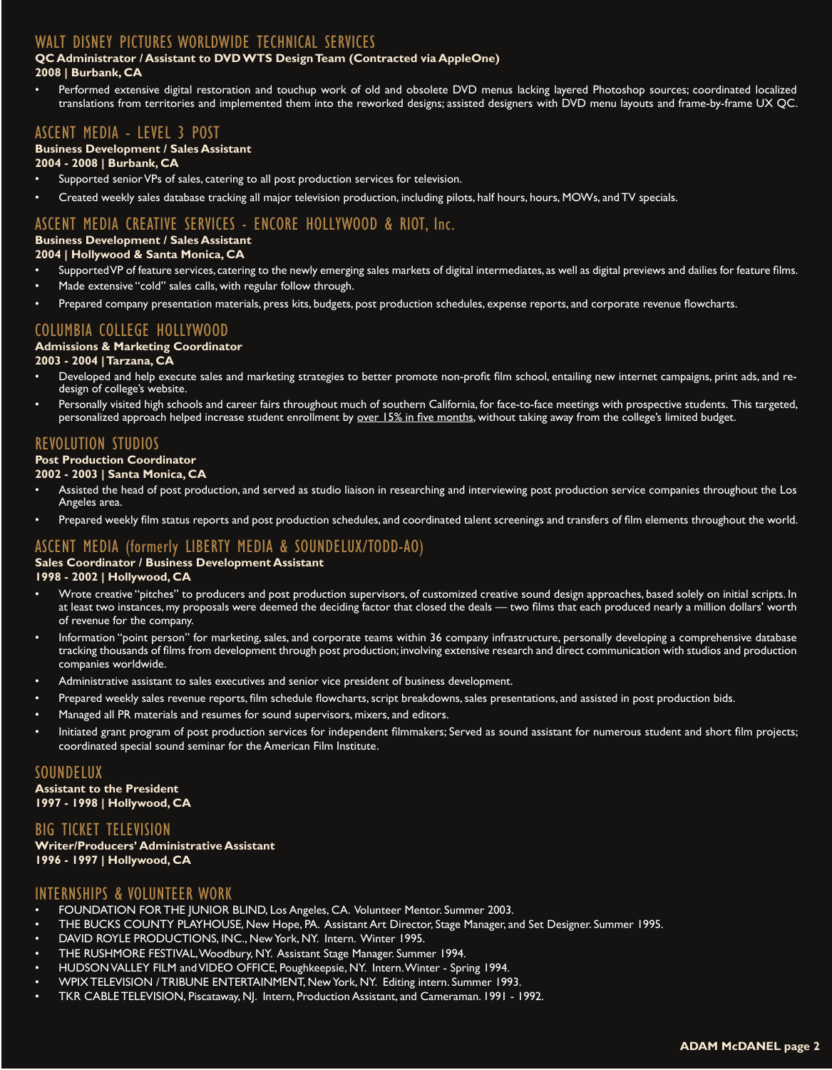## WALT DISNEY PICTURES WORLDWIDE TECHNICAL SERVICES

**QC Administrator / Assistant to DVD WTS Design Team (Contracted via AppleOne)**
**2008 | Burbank, CA**

- Performed extensive digital restoration and touchup work of old and obsolete DVD menus lacking layered Photoshop sources; coordinated localized translations from territories and implemented them into the reworked designs; assisted designers with DVD menu layouts and frame-by-frame UX QC.

## ASCENT MEDIA - LEVEL 3 POST

**Business Development / Sales Assistant**
**2004 - 2008 | Burbank, CA**

- Supported senior VPs of sales, catering to all post production services for television.
- Created weekly sales database tracking all major television production, including pilots, half hours, hours, MOWs, and TV specials.

## ASCENT MEDIA CREATIVE SERVICES - ENCORE HOLLYWOOD & RIOT, Inc.

**Business Development / Sales Assistant**
**2004 | Hollywood & Santa Monica, CA**

- Supported VP of feature services, catering to the newly emerging sales markets of digital intermediates, as well as digital previews and dailies for feature films.
- Made extensive "cold" sales calls, with regular follow through.
- Prepared company presentation materials, press kits, budgets, post production schedules, expense reports, and corporate revenue flowcharts.

## COLUMBIA COLLEGE HOLLYWOOD

**Admissions & Marketing Coordinator**
**2003 - 2004 | Tarzana, CA**

- Developed and help execute sales and marketing strategies to better promote non-profit film school, entailing new internet campaigns, print ads, and re-design of college's website.
- Personally visited high schools and career fairs throughout much of southern California, for face-to-face meetings with prospective students. This targeted, personalized approach helped increase student enrollment by <u>over 15% in five months</u>, without taking away from the college's limited budget.

## REVOLUTION STUDIOS

**Post Production Coordinator**
**2002 - 2003 | Santa Monica, CA**

- Assisted the head of post production, and served as studio liaison in researching and interviewing post production service companies throughout the Los Angeles area.
- Prepared weekly film status reports and post production schedules, and coordinated talent screenings and transfers of film elements throughout the world.

## ASCENT MEDIA (formerly LIBERTY MEDIA & SOUNDELUX/TODD-AO)

**Sales Coordinator / Business Development Assistant**
**1998 - 2002 | Hollywood, CA**

- Wrote creative "pitches" to producers and post production supervisors, of customized creative sound design approaches, based solely on initial scripts. In at least two instances, my proposals were deemed the deciding factor that closed the deals — two films that each produced nearly a million dollars' worth of revenue for the company.
- Information "point person" for marketing, sales, and corporate teams within 36 company infrastructure, personally developing a comprehensive database tracking thousands of films from development through post production; involving extensive research and direct communication with studios and production companies worldwide.
- Administrative assistant to sales executives and senior vice president of business development.
- Prepared weekly sales revenue reports, film schedule flowcharts, script breakdowns, sales presentations, and assisted in post production bids.
- Managed all PR materials and resumes for sound supervisors, mixers, and editors.
- Initiated grant program of post production services for independent filmmakers; Served as sound assistant for numerous student and short film projects; coordinated special sound seminar for the American Film Institute.

## SOUNDELUX

**Assistant to the President**
**1997 - 1998 | Hollywood, CA**

## BIG TICKET TELEVISION

**Writer/Producers' Administrative Assistant**
**1996 - 1997 | Hollywood, CA**

## INTERNSHIPS & VOLUNTEER WORK

- FOUNDATION FOR THE JUNIOR BLIND, Los Angeles, CA. Volunteer Mentor. Summer 2003.
- THE BUCKS COUNTY PLAYHOUSE, New Hope, PA. Assistant Art Director, Stage Manager, and Set Designer. Summer 1995.
- DAVID ROYLE PRODUCTIONS, INC., New York, NY. Intern. Winter 1995.
- THE RUSHMORE FESTIVAL, Woodbury, NY. Assistant Stage Manager. Summer 1994.
- HUDSON VALLEY FILM and VIDEO OFFICE, Poughkeepsie, NY. Intern. Winter - Spring 1994.
- WPIX TELEVISION / TRIBUNE ENTERTAINMENT, New York, NY. Editing intern. Summer 1993.
- TKR CABLE TELEVISION, Piscataway, NJ. Intern, Production Assistant, and Cameraman. 1991 - 1992.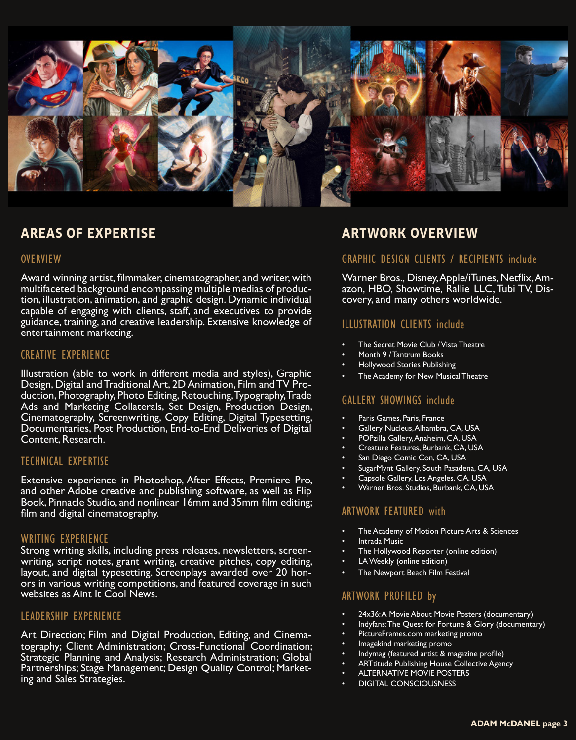## AREAS OF EXPERTISE

### OVERVIEW

Award winning artist, filmmaker, cinematographer, and writer, with multifaceted background encompassing multiple medias of production, illustration, animation, and graphic design. Dynamic individual capable of engaging with clients, staff, and executives to provide guidance, training, and creative leadership. Extensive knowledge of entertainment marketing.

### CREATIVE EXPERIENCE

Illustration (able to work in different media and styles), Graphic Design, Digital and Traditional Art, 2D Animation, Film and TV Production, Photography, Photo Editing, Retouching, Typography, Trade Ads and Marketing Collaterals, Set Design, Production Design, Cinematography, Screenwriting, Copy Editing, Digital Typesetting, Documentaries, Post Production, End-to-End Deliveries of Digital Content, Research.

### TECHNICAL EXPERTISE

Extensive experience in Photoshop, After Effects, Premiere Pro, and other Adobe creative and publishing software, as well as Flip Book, Pinnacle Studio, and nonlinear 16mm and 35mm film editing; film and digital cinematography.

### WRITING EXPERIENCE

Strong writing skills, including press releases, newsletters, screenwriting, script notes, grant writing, creative pitches, copy editing, layout, and digital typesetting. Screenplays awarded over 20 honors in various writing competitions, and featured coverage in such websites as Aint It Cool News.

### LEADERSHIP EXPERIENCE

Art Direction; Film and Digital Production, Editing, and Cinematography; Client Administration; Cross-Functional Coordination; Strategic Planning and Analysis; Research Administration; Global Partnerships; Stage Management; Design Quality Control; Marketing and Sales Strategies.

## ARTWORK OVERVIEW

### GRAPHIC DESIGN CLIENTS / RECIPIENTS include

Warner Bros., Disney, Apple/iTunes, Netflix, Amazon, HBO, Showtime, Rallie LLC, Tubi TV, Discovery, and many others worldwide.

### ILLUSTRATION CLIENTS include

- The Secret Movie Club / Vista Theatre
- Month 9 / Tantrum Books
- Hollywood Stories Publishing
- The Academy for New Musical Theatre

### GALLERY SHOWINGS include

- Paris Games, Paris, France
- Gallery Nucleus, Alhambra, CA, USA
- POPzilla Gallery, Anaheim, CA, USA
- Creature Features, Burbank, CA, USA
- San Diego Comic Con, CA, USA
- SugarMynt Gallery, South Pasadena, CA, USA
- Capsole Gallery, Los Angeles, CA, USA
- Warner Bros. Studios, Burbank, CA, USA

### ARTWORK FEATURED with

- The Academy of Motion Picture Arts & Sciences
- Intrada Music
- The Hollywood Reporter (online edition)
- LA Weekly (online edition)
- The Newport Beach Film Festival

### ARTWORK PROFILED by

- 24x36: A Movie About Movie Posters (documentary)
- Indyfans: The Quest for Fortune & Glory (documentary)
- PictureFrames.com marketing promo
- Imagekind marketing promo
- Indymag (featured artist & magazine profile)
- ARTtitude Publishing House Collective Agency
- ALTERNATIVE MOVIE POSTERS
- DIGITAL CONSCIOUSNESS